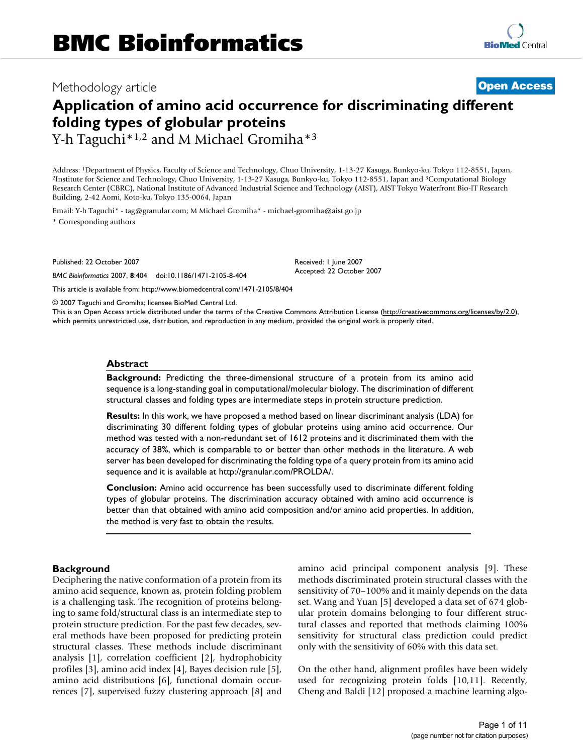# BMC Bioinformatics

Methodology article

**Open Access**

# Application of amino acid occurrence for discriminating different folding types of globular proteins

Y-h Taguchi*[1,2] and M Michael Gromiha*[3]

Address: [1]Department of Physics, Faculty of Science and Technology, Chuo University, 1-13-27 Kasuga, Bunkyo-ku, Tokyo 112-8551, Japan, [2]Institute for Science and Technology, Chuo University, 1-13-27 Kasuga, Bunkyo-ku, Tokyo 112-8551, Japan and [3]Computational Biology Research Center (CBRC), National Institute of Advanced Industrial Science and Technology (AIST), AIST Tokyo Waterfront Bio-IT Research Building, 2-42 Aomi, Koto-ku, Tokyo 135-0064, Japan

Email: Y-h Taguchi* - tag@granular.com; M Michael Gromiha* - michael-gromiha@aist.go.jp

\* Corresponding authors

Published: 22 October 2007

*BMC Bioinformatics* 2007, **8**:404 doi:10.1186/1471-2105-8-404

Received: 1 June 2007
Accepted: 22 October 2007

This article is available from: http://www.biomedcentral.com/1471-2105/8/404

© 2007 Taguchi and Gromiha; licensee BioMed Central Ltd.
This is an Open Access article distributed under the terms of the Creative Commons Attribution License (http://creativecommons.org/licenses/by/2.0), which permits unrestricted use, distribution, and reproduction in any medium, provided the original work is properly cited.

## Abstract

**Background:** Predicting the three-dimensional structure of a protein from its amino acid sequence is a long-standing goal in computational/molecular biology. The discrimination of different structural classes and folding types are intermediate steps in protein structure prediction.

**Results:** In this work, we have proposed a method based on linear discriminant analysis (LDA) for discriminating 30 different folding types of globular proteins using amino acid occurrence. Our method was tested with a non-redundant set of 1612 proteins and it discriminated them with the accuracy of 38%, which is comparable to or better than other methods in the literature. A web server has been developed for discriminating the folding type of a query protein from its amino acid sequence and it is available at http://granular.com/PROLDA/.

**Conclusion:** Amino acid occurrence has been successfully used to discriminate different folding types of globular proteins. The discrimination accuracy obtained with amino acid occurrence is better than that obtained with amino acid composition and/or amino acid properties. In addition, the method is very fast to obtain the results.

## Background

Deciphering the native conformation of a protein from its amino acid sequence, known as, protein folding problem is a challenging task. The recognition of proteins belonging to same fold/structural class is an intermediate step to protein structure prediction. For the past few decades, several methods have been proposed for predicting protein structural classes. These methods include discriminant analysis [1], correlation coefficient [2], hydrophobicity profiles [3], amino acid index [4], Bayes decision rule [5], amino acid distributions [6], functional domain occurrences [7], supervised fuzzy clustering approach [8] and amino acid principal component analysis [9]. These methods discriminated protein structural classes with the sensitivity of 70–100% and it mainly depends on the data set. Wang and Yuan [5] developed a data set of 674 globular protein domains belonging to four different structural classes and reported that methods claiming 100% sensitivity for structural class prediction could predict only with the sensitivity of 60% with this data set.

On the other hand, alignment profiles have been widely used for recognizing protein folds [10,11]. Recently, Cheng and Baldi [12] proposed a machine learning algo-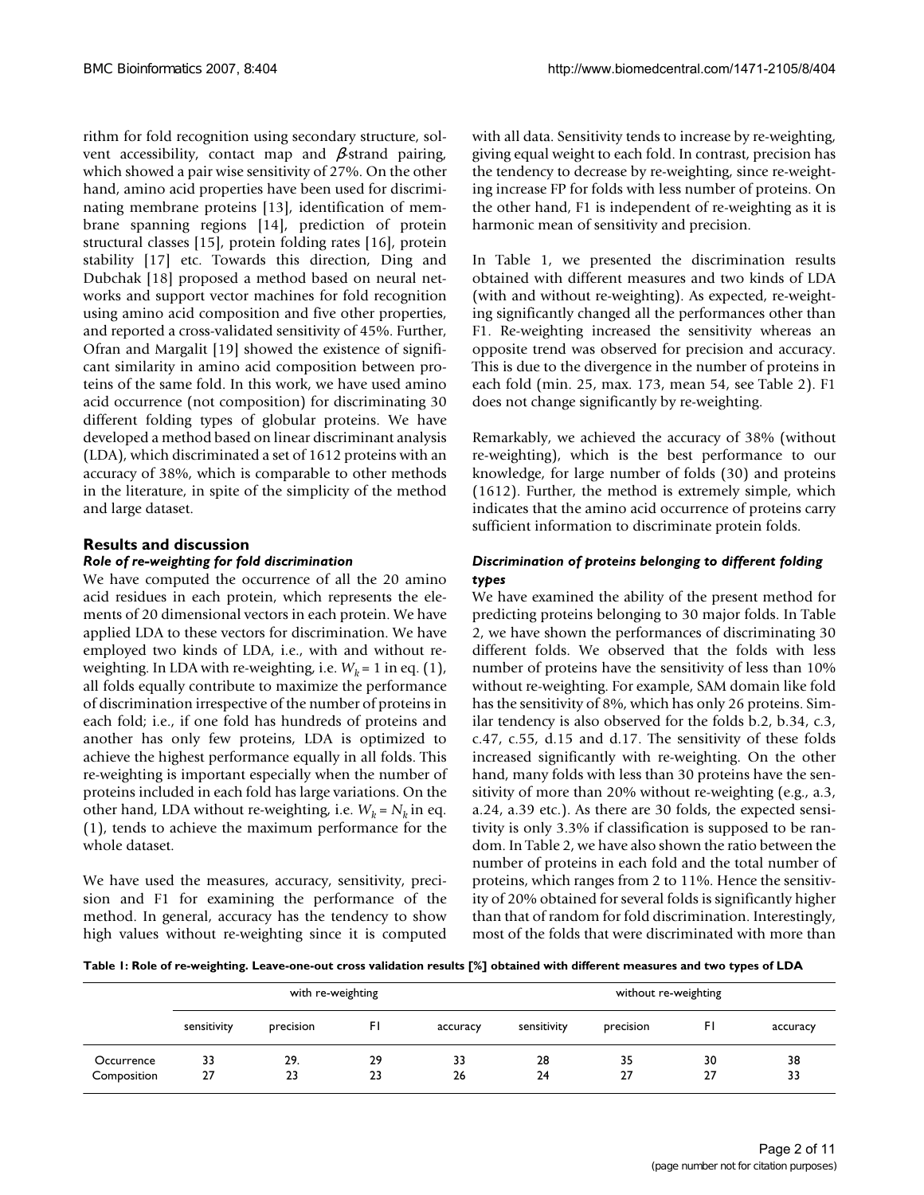rithm for fold recognition using secondary structure, solvent accessibility, contact map and $\beta$-strand pairing, which showed a pair wise sensitivity of 27%. On the other hand, amino acid properties have been used for discriminating membrane proteins [13], identification of membrane spanning regions [14], prediction of protein structural classes [15], protein folding rates [16], protein stability [17] etc. Towards this direction, Ding and Dubchak [18] proposed a method based on neural networks and support vector machines for fold recognition using amino acid composition and five other properties, and reported a cross-validated sensitivity of 45%. Further, Ofran and Margalit [19] showed the existence of significant similarity in amino acid composition between proteins of the same fold. In this work, we have used amino acid occurrence (not composition) for discriminating 30 different folding types of globular proteins. We have developed a method based on linear discriminant analysis (LDA), which discriminated a set of 1612 proteins with an accuracy of 38%, which is comparable to other methods in the literature, in spite of the simplicity of the method and large dataset.

## Results and discussion

### *Role of re-weighting for fold discrimination*

We have computed the occurrence of all the 20 amino acid residues in each protein, which represents the elements of 20 dimensional vectors in each protein. We have applied LDA to these vectors for discrimination. We have employed two kinds of LDA, i.e., with and without re-weighting. In LDA with re-weighting, i.e. $W_k = 1$ in eq. (1), all folds equally contribute to maximize the performance of discrimination irrespective of the number of proteins in each fold; i.e., if one fold has hundreds of proteins and another has only few proteins, LDA is optimized to achieve the highest performance equally in all folds. This re-weighting is important especially when the number of proteins included in each fold has large variations. On the other hand, LDA without re-weighting, i.e. $W_k = N_k$ in eq. (1), tends to achieve the maximum performance for the whole dataset.

We have used the measures, accuracy, sensitivity, precision and F1 for examining the performance of the method. In general, accuracy has the tendency to show high values without re-weighting since it is computed with all data. Sensitivity tends to increase by re-weighting, giving equal weight to each fold. In contrast, precision has the tendency to decrease by re-weighting, since re-weighting increase FP for folds with less number of proteins. On the other hand, F1 is independent of re-weighting as it is harmonic mean of sensitivity and precision.

In Table 1, we presented the discrimination results obtained with different measures and two kinds of LDA (with and without re-weighting). As expected, re-weighting significantly changed all the performances other than F1. Re-weighting increased the sensitivity whereas an opposite trend was observed for precision and accuracy. This is due to the divergence in the number of proteins in each fold (min. 25, max. 173, mean 54, see Table 2). F1 does not change significantly by re-weighting.

Remarkably, we achieved the accuracy of 38% (without re-weighting), which is the best performance to our knowledge, for large number of folds (30) and proteins (1612). Further, the method is extremely simple, which indicates that the amino acid occurrence of proteins carry sufficient information to discriminate protein folds.

### *Discrimination of proteins belonging to different folding types*

We have examined the ability of the present method for predicting proteins belonging to 30 major folds. In Table 2, we have shown the performances of discriminating 30 different folds. We observed that the folds with less number of proteins have the sensitivity of less than 10% without re-weighting. For example, SAM domain like fold has the sensitivity of 8%, which has only 26 proteins. Similar tendency is also observed for the folds b.2, b.34, c.3, c.47, c.55, d.15 and d.17. The sensitivity of these folds increased significantly with re-weighting. On the other hand, many folds with less than 30 proteins have the sensitivity of more than 20% without re-weighting (e.g., a.3, a.24, a.39 etc.). As there are 30 folds, the expected sensitivity is only 3.3% if classification is supposed to be random. In Table 2, we have also shown the ratio between the number of proteins in each fold and the total number of proteins, which ranges from 2 to 11%. Hence the sensitivity of 20% obtained for several folds is significantly higher than that of random for fold discrimination. Interestingly, most of the folds that were discriminated with more than

**Table 1: Role of re-weighting. Leave-one-out cross validation results [%] obtained with different measures and two types of LDA**

| | with re-weighting | | | | without re-weighting | | | |
|---|---|---|---|---|---|---|---|---|
| | sensitivity | precision | F1 | accuracy | sensitivity | precision | F1 | accuracy |
| Occurrence | 33 | 29. | 29 | 33 | 28 | 35 | 30 | 38 |
| Composition | 27 | 23 | 23 | 26 | 24 | 27 | 27 | 33 |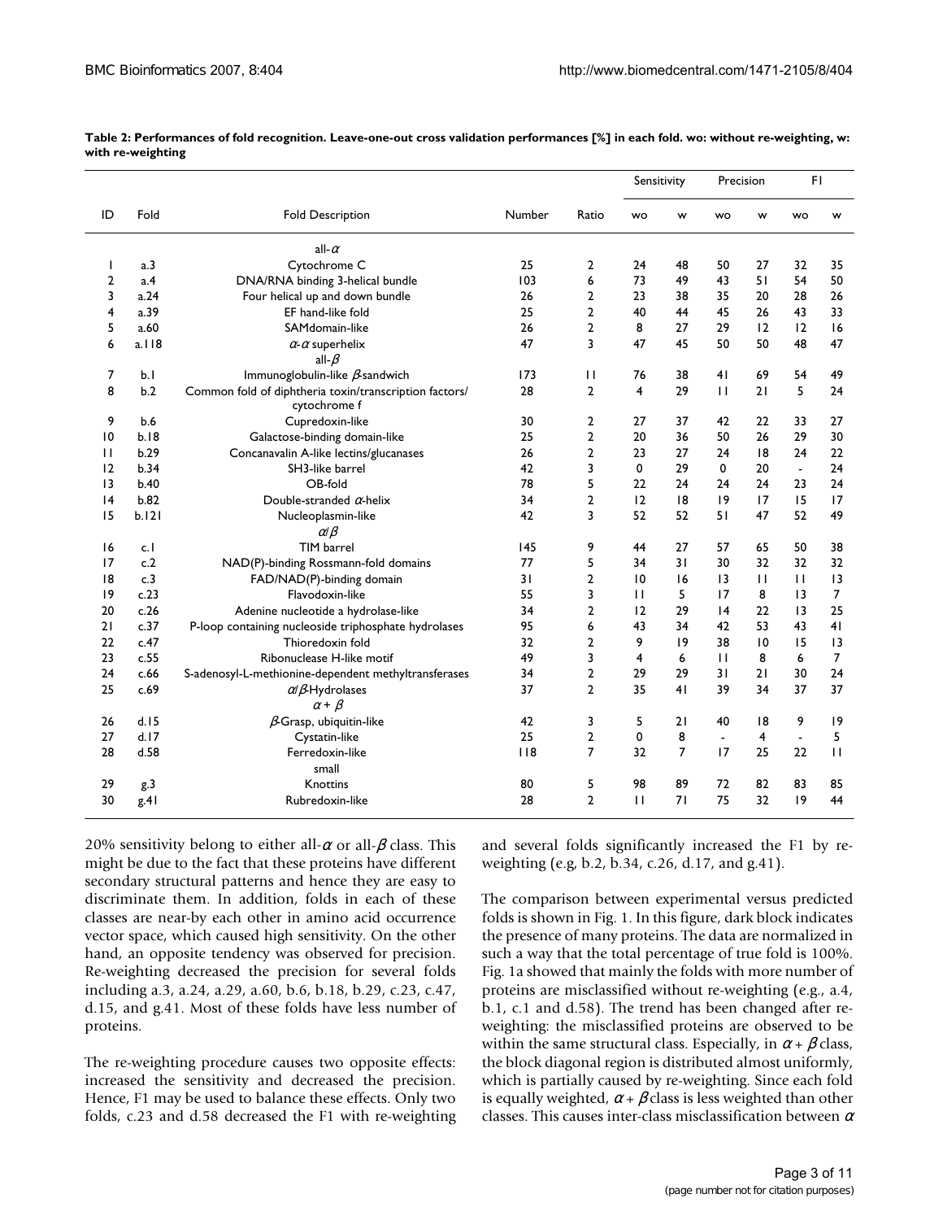**Table 2: Performances of fold recognition. Leave-one-out cross validation performances [%] in each fold. wo: without re-weighting, w: with re-weighting**

| ID | Fold | Fold Description | Number | Ratio | Sensitivity | | Precision | | F1 | |
|---|---|---|---|---|---|---|---|---|---|---|
| | | | | | wo | w | wo | w | wo | w |
| | | all-$\alpha$ | | | | | | | | |
| 1 | a.3 | Cytochrome C | 25 | 2 | 24 | 48 | 50 | 27 | 32 | 35 |
| 2 | a.4 | DNA/RNA binding 3-helical bundle | 103 | 6 | 73 | 49 | 43 | 51 | 54 | 50 |
| 3 | a.24 | Four helical up and down bundle | 26 | 2 | 23 | 38 | 35 | 20 | 28 | 26 |
| 4 | a.39 | EF hand-like fold | 25 | 2 | 40 | 44 | 45 | 26 | 43 | 33 |
| 5 | a.60 | SAMdomain-like | 26 | 2 | 8 | 27 | 29 | 12 | 12 | 16 |
| 6 | a.118 | $\alpha$-$\alpha$ superhelix | 47 | 3 | 47 | 45 | 50 | 50 | 48 | 47 |
| | | all-$\beta$ | | | | | | | | |
| 7 | b.1 | Immunoglobulin-like $\beta$-sandwich | 173 | 11 | 76 | 38 | 41 | 69 | 54 | 49 |
| 8 | b.2 | Common fold of diphtheria toxin/transcription factors/ cytochrome f | 28 | 2 | 4 | 29 | 11 | 21 | 5 | 24 |
| 9 | b.6 | Cupredoxin-like | 30 | 2 | 27 | 37 | 42 | 22 | 33 | 27 |
| 10 | b.18 | Galactose-binding domain-like | 25 | 2 | 20 | 36 | 50 | 26 | 29 | 30 |
| 11 | b.29 | Concanavalin A-like lectins/glucanases | 26 | 2 | 23 | 27 | 24 | 18 | 24 | 22 |
| 12 | b.34 | SH3-like barrel | 42 | 3 | 0 | 29 | 0 | 20 | - | 24 |
| 13 | b.40 | OB-fold | 78 | 5 | 22 | 24 | 24 | 24 | 23 | 24 |
| 14 | b.82 | Double-stranded $\alpha$-helix | 34 | 2 | 12 | 18 | 19 | 17 | 15 | 17 |
| 15 | b.121 | Nucleoplasmin-like | 42 | 3 | 52 | 52 | 51 | 47 | 52 | 49 |
| | | $\alpha/\beta$ | | | | | | | | |
| 16 | c.1 | TIM barrel | 145 | 9 | 44 | 27 | 57 | 65 | 50 | 38 |
| 17 | c.2 | NAD(P)-binding Rossmann-fold domains | 77 | 5 | 34 | 31 | 30 | 32 | 32 | 32 |
| 18 | c.3 | FAD/NAD(P)-binding domain | 31 | 2 | 10 | 16 | 13 | 11 | 11 | 13 |
| 19 | c.23 | Flavodoxin-like | 55 | 3 | 11 | 5 | 17 | 8 | 13 | 7 |
| 20 | c.26 | Adenine nucleotide a hydrolase-like | 34 | 2 | 12 | 29 | 14 | 22 | 13 | 25 |
| 21 | c.37 | P-loop containing nucleoside triphosphate hydrolases | 95 | 6 | 43 | 34 | 42 | 53 | 43 | 41 |
| 22 | c.47 | Thioredoxin fold | 32 | 2 | 9 | 19 | 38 | 10 | 15 | 13 |
| 23 | c.55 | Ribonuclease H-like motif | 49 | 3 | 4 | 6 | 11 | 8 | 6 | 7 |
| 24 | c.66 | S-adenosyl-L-methionine-dependent methyltransferases | 34 | 2 | 29 | 29 | 31 | 21 | 30 | 24 |
| 25 | c.69 | $\alpha/\beta$-Hydrolases | 37 | 2 | 35 | 41 | 39 | 34 | 37 | 37 |
| | | $\alpha+\beta$ | | | | | | | | |
| 26 | d.15 | $\beta$-Grasp, ubiquitin-like | 42 | 3 | 5 | 21 | 40 | 18 | 9 | 19 |
| 27 | d.17 | Cystatin-like | 25 | 2 | 0 | 8 | - | 4 | - | 5 |
| 28 | d.58 | Ferredoxin-like | 118 | 7 | 32 | 7 | 17 | 25 | 22 | 11 |
| | | small | | | | | | | | |
| 29 | g.3 | Knottins | 80 | 5 | 98 | 89 | 72 | 82 | 83 | 85 |
| 30 | g.41 | Rubredoxin-like | 28 | 2 | 11 | 71 | 75 | 32 | 19 | 44 |

20% sensitivity belong to either all-$\alpha$ or all-$\beta$ class. This might be due to the fact that these proteins have different secondary structural patterns and hence they are easy to discriminate them. In addition, folds in each of these classes are near-by each other in amino acid occurrence vector space, which caused high sensitivity. On the other hand, an opposite tendency was observed for precision. Re-weighting decreased the precision for several folds including a.3, a.24, a.29, a.60, b.6, b.18, b.29, c.23, c.47, d.15, and g.41. Most of these folds have less number of proteins.

The re-weighting procedure causes two opposite effects: increased the sensitivity and decreased the precision. Hence, F1 may be used to balance these effects. Only two folds, c.23 and d.58 decreased the F1 with re-weighting and several folds significantly increased the F1 by re-weighting (e.g, b.2, b.34, c.26, d.17, and g.41).

The comparison between experimental versus predicted folds is shown in Fig. 1. In this figure, dark block indicates the presence of many proteins. The data are normalized in such a way that the total percentage of true fold is 100%. Fig. 1a showed that mainly the folds with more number of proteins are misclassified without re-weighting (e.g., a.4, b.1, c.1 and d.58). The trend has been changed after re-weighting: the misclassified proteins are observed to be within the same structural class. Especially, in $\alpha+\beta$ class, the block diagonal region is distributed almost uniformly, which is partially caused by re-weighting. Since each fold is equally weighted, $\alpha+\beta$ class is less weighted than other classes. This causes inter-class misclassification between $\alpha$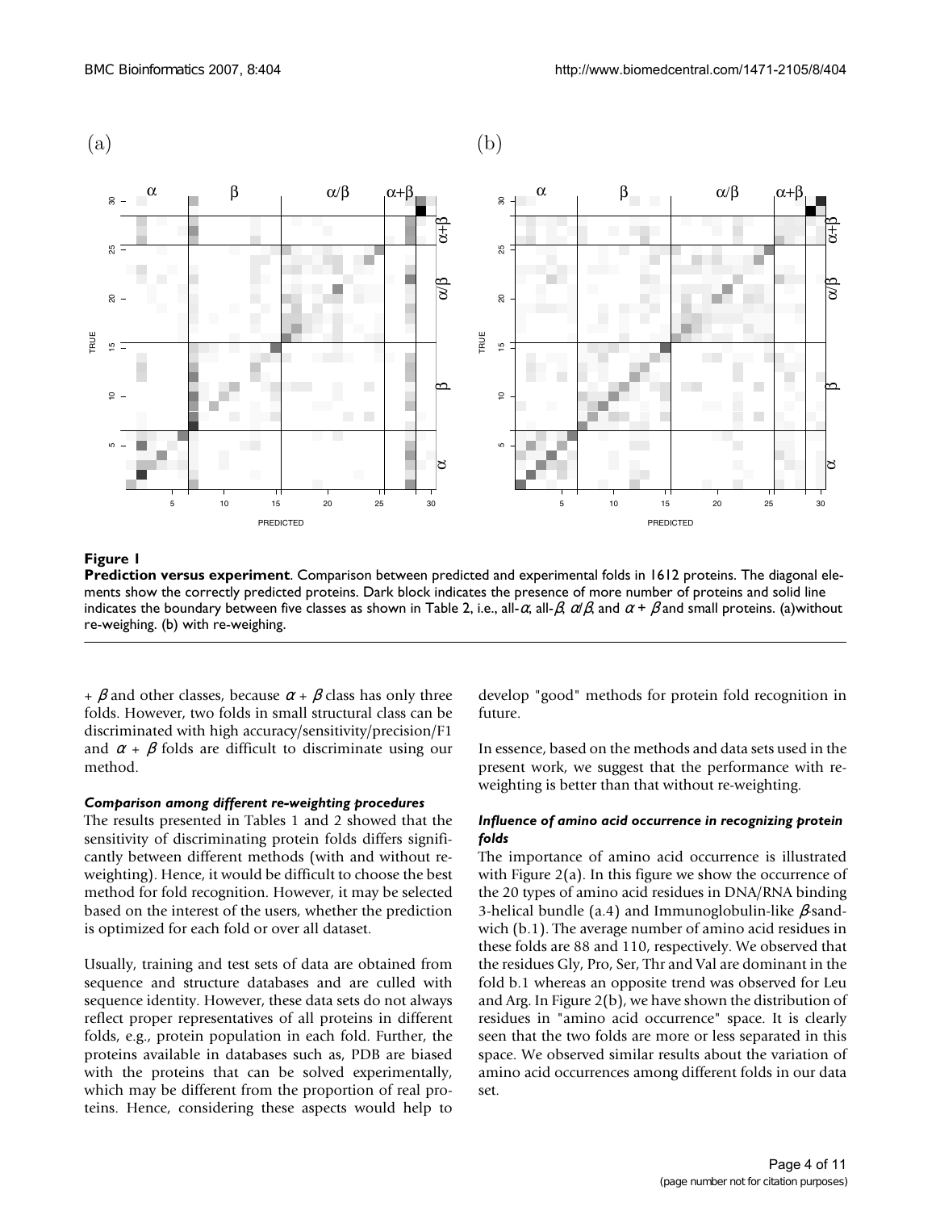**Figure 1**

**Prediction versus experiment**. Comparison between predicted and experimental folds in 1612 proteins. The diagonal elements show the correctly predicted proteins. Dark block indicates the presence of more number of proteins and solid line indicates the boundary between five classes as shown in Table 2, i.e., all-$\alpha$, all-$\beta$, $\alpha/\beta$, and $\alpha + \beta$ and small proteins. (a)without re-weighing. (b) with re-weighing.

+ $\beta$ and other classes, because $\alpha + \beta$ class has only three folds. However, two folds in small structural class can be discriminated with high accuracy/sensitivity/precision/F1 and $\alpha + \beta$ folds are difficult to discriminate using our method.

#### *Comparison among different re-weighting procedures*

The results presented in Tables 1 and 2 showed that the sensitivity of discriminating protein folds differs significantly between different methods (with and without re-weighting). Hence, it would be difficult to choose the best method for fold recognition. However, it may be selected based on the interest of the users, whether the prediction is optimized for each fold or over all dataset.

Usually, training and test sets of data are obtained from sequence and structure databases and are culled with sequence identity. However, these data sets do not always reflect proper representatives of all proteins in different folds, e.g., protein population in each fold. Further, the proteins available in databases such as, PDB are biased with the proteins that can be solved experimentally, which may be different from the proportion of real proteins. Hence, considering these aspects would help to develop "good" methods for protein fold recognition in future.

In essence, based on the methods and data sets used in the present work, we suggest that the performance with re-weighting is better than that without re-weighting.

#### *Influence of amino acid occurrence in recognizing protein folds*

The importance of amino acid occurrence is illustrated with Figure 2(a). In this figure we show the occurrence of the 20 types of amino acid residues in DNA/RNA binding 3-helical bundle (a.4) and Immunoglobulin-like $\beta$-sandwich (b.1). The average number of amino acid residues in these folds are 88 and 110, respectively. We observed that the residues Gly, Pro, Ser, Thr and Val are dominant in the fold b.1 whereas an opposite trend was observed for Leu and Arg. In Figure 2(b), we have shown the distribution of residues in "amino acid occurrence" space. It is clearly seen that the two folds are more or less separated in this space. We observed similar results about the variation of amino acid occurrences among different folds in our data set.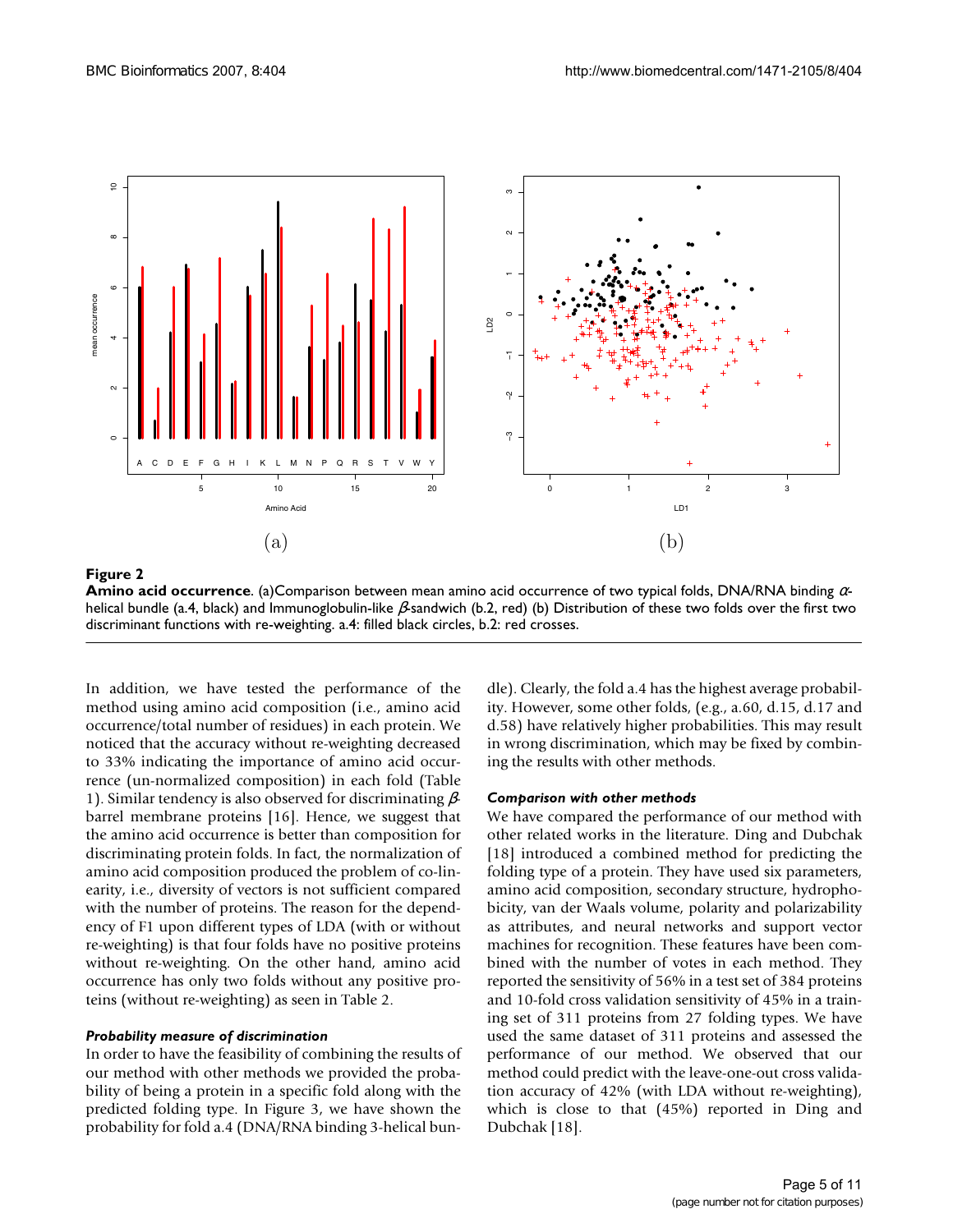**Figure 2**

**Amino acid occurrence**. (a)Comparison between mean amino acid occurrence of two typical folds, DNA/RNA binding $\alpha$-helical bundle (a.4, black) and Immunoglobulin-like $\beta$-sandwich (b.2, red) (b) Distribution of these two folds over the first two discriminant functions with re-weighting. a.4: filled black circles, b.2: red crosses.

In addition, we have tested the performance of the method using amino acid composition (i.e., amino acid occurrence/total number of residues) in each protein. We noticed that the accuracy without re-weighting decreased to 33% indicating the importance of amino acid occurrence (un-normalized composition) in each fold (Table 1). Similar tendency is also observed for discriminating $\beta$-barrel membrane proteins [16]. Hence, we suggest that the amino acid occurrence is better than composition for discriminating protein folds. In fact, the normalization of amino acid composition produced the problem of co-linearity, i.e., diversity of vectors is not sufficient compared with the number of proteins. The reason for the dependency of F1 upon different types of LDA (with or without re-weighting) is that four folds have no positive proteins without re-weighting. On the other hand, amino acid occurrence has only two folds without any positive proteins (without re-weighting) as seen in Table 2.

### *Probability measure of discrimination*

In order to have the feasibility of combining the results of our method with other methods we provided the probability of being a protein in a specific fold along with the predicted folding type. In Figure 3, we have shown the probability for fold a.4 (DNA/RNA binding 3-helical bundle). Clearly, the fold a.4 has the highest average probability. However, some other folds, (e.g., a.60, d.15, d.17 and d.58) have relatively higher probabilities. This may result in wrong discrimination, which may be fixed by combining the results with other methods.

### *Comparison with other methods*

We have compared the performance of our method with other related works in the literature. Ding and Dubchak [18] introduced a combined method for predicting the folding type of a protein. They have used six parameters, amino acid composition, secondary structure, hydrophobicity, van der Waals volume, polarity and polarizability as attributes, and neural networks and support vector machines for recognition. These features have been combined with the number of votes in each method. They reported the sensitivity of 56% in a test set of 384 proteins and 10-fold cross validation sensitivity of 45% in a training set of 311 proteins from 27 folding types. We have used the same dataset of 311 proteins and assessed the performance of our method. We observed that our method could predict with the leave-one-out cross validation accuracy of 42% (with LDA without re-weighting), which is close to that (45%) reported in Ding and Dubchak [18].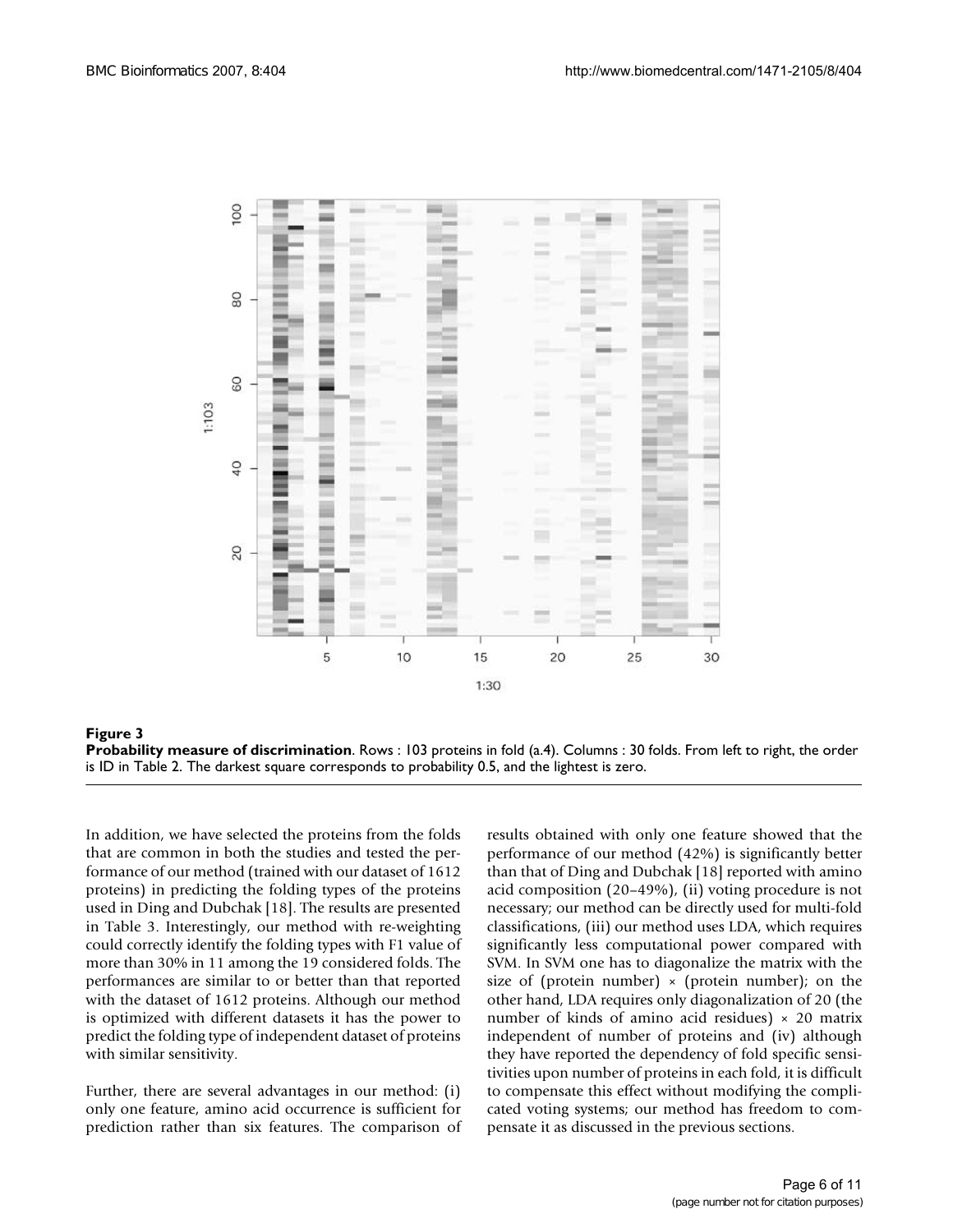**Figure 3**

**Probability measure of discrimination**. Rows : 103 proteins in fold (a.4). Columns : 30 folds. From left to right, the order is ID in Table 2. The darkest square corresponds to probability 0.5, and the lightest is zero.

In addition, we have selected the proteins from the folds that are common in both the studies and tested the performance of our method (trained with our dataset of 1612 proteins) in predicting the folding types of the proteins used in Ding and Dubchak [18]. The results are presented in Table 3. Interestingly, our method with re-weighting could correctly identify the folding types with F1 value of more than 30% in 11 among the 19 considered folds. The performances are similar to or better than that reported with the dataset of 1612 proteins. Although our method is optimized with different datasets it has the power to predict the folding type of independent dataset of proteins with similar sensitivity.

Further, there are several advantages in our method: (i) only one feature, amino acid occurrence is sufficient for prediction rather than six features. The comparison of results obtained with only one feature showed that the performance of our method (42%) is significantly better than that of Ding and Dubchak [18] reported with amino acid composition (20–49%), (ii) voting procedure is not necessary; our method can be directly used for multi-fold classifications, (iii) our method uses LDA, which requires significantly less computational power compared with SVM. In SVM one has to diagonalize the matrix with the size of (protein number) × (protein number); on the other hand, LDA requires only diagonalization of 20 (the number of kinds of amino acid residues) × 20 matrix independent of number of proteins and (iv) although they have reported the dependency of fold specific sensitivities upon number of proteins in each fold, it is difficult to compensate this effect without modifying the complicated voting systems; our method has freedom to compensate it as discussed in the previous sections.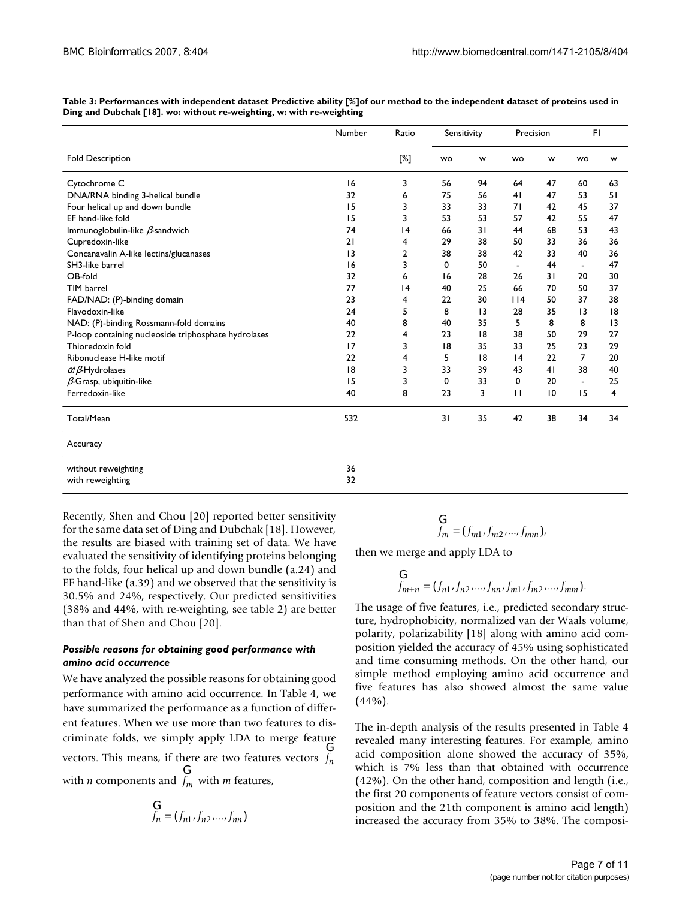**Table 3: Performances with independent dataset Predictive ability [%]of our method to the independent dataset of proteins used in Ding and Dubchak [18]. wo: without re-weighting, w: with re-weighting**

| Fold Description | Number | Ratio [%] | Sensitivity wo | Sensitivity w | Precision wo | Precision w | F1 wo | F1 w |
|---|---|---|---|---|---|---|---|---|
| Cytochrome C | 16 | 3 | 56 | 94 | 64 | 47 | 60 | 63 |
| DNA/RNA binding 3-helical bundle | 32 | 6 | 75 | 56 | 41 | 47 | 53 | 51 |
| Four helical up and down bundle | 15 | 3 | 33 | 33 | 71 | 42 | 45 | 37 |
| EF hand-like fold | 15 | 3 | 53 | 53 | 57 | 42 | 55 | 47 |
| Immunoglobulin-like $\beta$-sandwich | 74 | 14 | 66 | 31 | 44 | 68 | 53 | 43 |
| Cupredoxin-like | 21 | 4 | 29 | 38 | 50 | 33 | 36 | 36 |
| Concanavalin A-like lectins/glucanases | 13 | 2 | 38 | 38 | 42 | 33 | 40 | 36 |
| SH3-like barrel | 16 | 3 | 0 | 50 | - | 44 | - | 47 |
| OB-fold | 32 | 6 | 16 | 28 | 26 | 31 | 20 | 30 |
| TIM barrel | 77 | 14 | 40 | 25 | 66 | 70 | 50 | 37 |
| FAD/NAD: (P)-binding domain | 23 | 4 | 22 | 30 | 114 | 50 | 37 | 38 |
| Flavodoxin-like | 24 | 5 | 8 | 13 | 28 | 35 | 13 | 18 |
| NAD: (P)-binding Rossmann-fold domains | 40 | 8 | 40 | 35 | 5 | 8 | 8 | 13 |
| P-loop containing nucleoside triphosphate hydrolases | 22 | 4 | 23 | 18 | 38 | 50 | 29 | 27 |
| Thioredoxin fold | 17 | 3 | 18 | 35 | 33 | 25 | 23 | 29 |
| Ribonuclease H-like motif | 22 | 4 | 5 | 18 | 14 | 22 | 7 | 20 |
| $\alpha/\beta$-Hydrolases | 18 | 3 | 33 | 39 | 43 | 41 | 38 | 40 |
| $\beta$-Grasp, ubiquitin-like | 15 | 3 | 0 | 33 | 0 | 20 | - | 25 |
| Ferredoxin-like | 40 | 8 | 23 | 3 | 11 | 10 | 15 | 4 |
| Total/Mean | 532 | | 31 | 35 | 42 | 38 | 34 | 34 |
| **Accuracy** | | | | | | | | |
| without reweighting | 36 | | | | | | | |
| with reweighting | 32 | | | | | | | |

Recently, Shen and Chou [20] reported better sensitivity for the same data set of Ding and Dubchak [18]. However, the results are biased with training set of data. We have evaluated the sensitivity of identifying proteins belonging to the folds, four helical up and down bundle (a.24) and EF hand-like (a.39) and we observed that the sensitivity is 30.5% and 24%, respectively. Our predicted sensitivities (38% and 44%, with re-weighting, see table 2) are better than that of Shen and Chou [20].

#### *Possible reasons for obtaining good performance with amino acid occurrence*

We have analyzed the possible reasons for obtaining good performance with amino acid occurrence. In Table 4, we have summarized the performance as a function of different features. When we use more than two features to discriminate folds, we simply apply LDA to merge feature vectors. This means, if there are two features vectors $\vec{f}_n$ with *n* components and $\vec{f}_m$ with *m* features,

$$\vec{f}_n = (f_{n1}, f_{n2}, \ldots, f_{nn})$$

$$\vec{f}_m = (f_{m1}, f_{m2}, \ldots, f_{mm}),$$

then we merge and apply LDA to

$$\vec{f}_{m+n} = (f_{n1}, f_{n2}, \ldots, f_{nn}, f_{m1}, f_{m2}, \ldots, f_{mm}).$$

The usage of five features, i.e., predicted secondary structure, hydrophobicity, normalized van der Waals volume, polarity, polarizability [18] along with amino acid composition yielded the accuracy of 45% using sophisticated and time consuming methods. On the other hand, our simple method employing amino acid occurrence and five features has also showed almost the same value (44%).

The in-depth analysis of the results presented in Table 4 revealed many interesting features. For example, amino acid composition alone showed the accuracy of 35%, which is 7% less than that obtained with occurrence (42%). On the other hand, composition and length (i.e., the first 20 components of feature vectors consist of composition and the 21th component is amino acid length) increased the accuracy from 35% to 38%. The composi-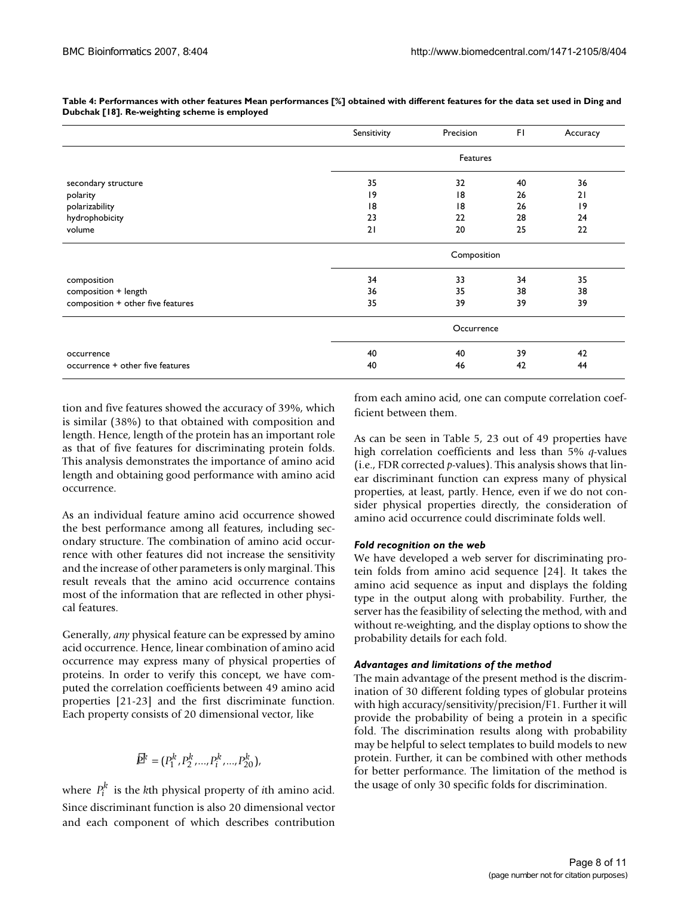**Table 4: Performances with other features Mean performances [%] obtained with different features for the data set used in Ding and Dubchak [18]. Re-weighting scheme is employed**

| | Sensitivity | Precision | F1 | Accuracy |
|---|---|---|---|---|
| | Features | | | |
| secondary structure | 35 | 32 | 40 | 36 |
| polarity | 19 | 18 | 26 | 21 |
| polarizability | 18 | 18 | 26 | 19 |
| hydrophobicity | 23 | 22 | 28 | 24 |
| volume | 21 | 20 | 25 | 22 |
| | Composition | | | |
| composition | 34 | 33 | 34 | 35 |
| composition + length | 36 | 35 | 38 | 38 |
| composition + other five features | 35 | 39 | 39 | 39 |
| | Occurrence | | | |
| occurrence | 40 | 40 | 39 | 42 |
| occurrence + other five features | 40 | 46 | 42 | 44 |

tion and five features showed the accuracy of 39%, which is similar (38%) to that obtained with composition and length. Hence, length of the protein has an important role as that of five features for discriminating protein folds. This analysis demonstrates the importance of amino acid length and obtaining good performance with amino acid occurrence.

As an individual feature amino acid occurrence showed the best performance among all features, including secondary structure. The combination of amino acid occurrence with other features did not increase the sensitivity and the increase of other parameters is only marginal. This result reveals that the amino acid occurrence contains most of the information that are reflected in other physical features.

Generally, *any* physical feature can be expressed by amino acid occurrence. Hence, linear combination of amino acid occurrence may express many of physical properties of proteins. In order to verify this concept, we have computed the correlation coefficients between 49 amino acid properties [21-23] and the first discriminate function. Each property consists of 20 dimensional vector, like

$$\vec{P}^k = (P_1^k, P_2^k, ..., P_i^k, ..., P_{20}^k),$$

where $P_i^k$ is the $k$th physical property of $i$th amino acid. Since discriminant function is also 20 dimensional vector and each component of which describes contribution from each amino acid, one can compute correlation coefficient between them.

As can be seen in Table 5, 23 out of 49 properties have high correlation coefficients and less than 5% $q$-values (i.e., FDR corrected $p$-values). This analysis shows that linear discriminant function can express many of physical properties, at least, partly. Hence, even if we do not consider physical properties directly, the consideration of amino acid occurrence could discriminate folds well.

### *Fold recognition on the web*

We have developed a web server for discriminating protein folds from amino acid sequence [24]. It takes the amino acid sequence as input and displays the folding type in the output along with probability. Further, the server has the feasibility of selecting the method, with and without re-weighting, and the display options to show the probability details for each fold.

### *Advantages and limitations of the method*

The main advantage of the present method is the discrimination of 30 different folding types of globular proteins with high accuracy/sensitivity/precision/F1. Further it will provide the probability of being a protein in a specific fold. The discrimination results along with probability may be helpful to select templates to build models to new protein. Further, it can be combined with other methods for better performance. The limitation of the method is the usage of only 30 specific folds for discrimination.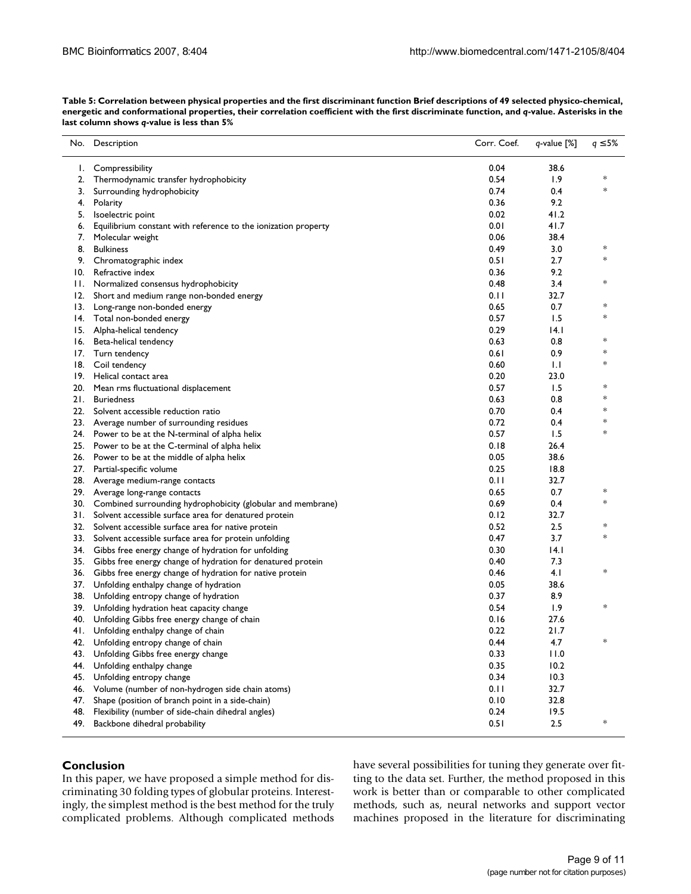**Table 5: Correlation between physical properties and the first discriminant function Brief descriptions of 49 selected physico-chemical, energetic and conformational properties, their correlation coefficient with the first discriminate function, and *q*-value. Asterisks in the last column shows *q*-value is less than 5%**

| No. | Description | Corr. Coef. | *q*-value [%] | *q* ≤5% |
|---|---|---|---|---|
| 1. | Compressibility | 0.04 | 38.6 | |
| 2. | Thermodynamic transfer hydrophobicity | 0.54 | 1.9 | * |
| 3. | Surrounding hydrophobicity | 0.74 | 0.4 | * |
| 4. | Polarity | 0.36 | 9.2 | |
| 5. | Isoelectric point | 0.02 | 41.2 | |
| 6. | Equilibrium constant with reference to the ionization property | 0.01 | 41.7 | |
| 7. | Molecular weight | 0.06 | 38.4 | |
| 8. | Bulkiness | 0.49 | 3.0 | * |
| 9. | Chromatographic index | 0.51 | 2.7 | * |
| 10. | Refractive index | 0.36 | 9.2 | |
| 11. | Normalized consensus hydrophobicity | 0.48 | 3.4 | * |
| 12. | Short and medium range non-bonded energy | 0.11 | 32.7 | |
| 13. | Long-range non-bonded energy | 0.65 | 0.7 | * |
| 14. | Total non-bonded energy | 0.57 | 1.5 | * |
| 15. | Alpha-helical tendency | 0.29 | 14.1 | |
| 16. | Beta-helical tendency | 0.63 | 0.8 | * |
| 17. | Turn tendency | 0.61 | 0.9 | * |
| 18. | Coil tendency | 0.60 | 1.1 | * |
| 19. | Helical contact area | 0.20 | 23.0 | |
| 20. | Mean rms fluctuational displacement | 0.57 | 1.5 | * |
| 21. | Buriedness | 0.63 | 0.8 | * |
| 22. | Solvent accessible reduction ratio | 0.70 | 0.4 | * |
| 23. | Average number of surrounding residues | 0.72 | 0.4 | * |
| 24. | Power to be at the N-terminal of alpha helix | 0.57 | 1.5 | * |
| 25. | Power to be at the C-terminal of alpha helix | 0.18 | 26.4 | |
| 26. | Power to be at the middle of alpha helix | 0.05 | 38.6 | |
| 27. | Partial-specific volume | 0.25 | 18.8 | |
| 28. | Average medium-range contacts | 0.11 | 32.7 | |
| 29. | Average long-range contacts | 0.65 | 0.7 | * |
| 30. | Combined surrounding hydrophobicity (globular and membrane) | 0.69 | 0.4 | * |
| 31. | Solvent accessible surface area for denatured protein | 0.12 | 32.7 | |
| 32. | Solvent accessible surface area for native protein | 0.52 | 2.5 | * |
| 33. | Solvent accessible surface area for protein unfolding | 0.47 | 3.7 | * |
| 34. | Gibbs free energy change of hydration for unfolding | 0.30 | 14.1 | |
| 35. | Gibbs free energy change of hydration for denatured protein | 0.40 | 7.3 | |
| 36. | Gibbs free energy change of hydration for native protein | 0.46 | 4.1 | * |
| 37. | Unfolding enthalpy change of hydration | 0.05 | 38.6 | |
| 38. | Unfolding entropy change of hydration | 0.37 | 8.9 | |
| 39. | Unfolding hydration heat capacity change | 0.54 | 1.9 | * |
| 40. | Unfolding Gibbs free energy change of chain | 0.16 | 27.6 | |
| 41. | Unfolding enthalpy change of chain | 0.22 | 21.7 | |
| 42. | Unfolding entropy change of chain | 0.44 | 4.7 | * |
| 43. | Unfolding Gibbs free energy change | 0.33 | 11.0 | |
| 44. | Unfolding enthalpy change | 0.35 | 10.2 | |
| 45. | Unfolding entropy change | 0.34 | 10.3 | |
| 46. | Volume (number of non-hydrogen side chain atoms) | 0.11 | 32.7 | |
| 47. | Shape (position of branch point in a side-chain) | 0.10 | 32.8 | |
| 48. | Flexibility (number of side-chain dihedral angles) | 0.24 | 19.5 | |
| 49. | Backbone dihedral probability | 0.51 | 2.5 | * |

## Conclusion

In this paper, we have proposed a simple method for discriminating 30 folding types of globular proteins. Interestingly, the simplest method is the best method for the truly complicated problems. Although complicated methods have several possibilities for tuning they generate over fitting to the data set. Further, the method proposed in this work is better than or comparable to other complicated methods, such as, neural networks and support vector machines proposed in the literature for discriminating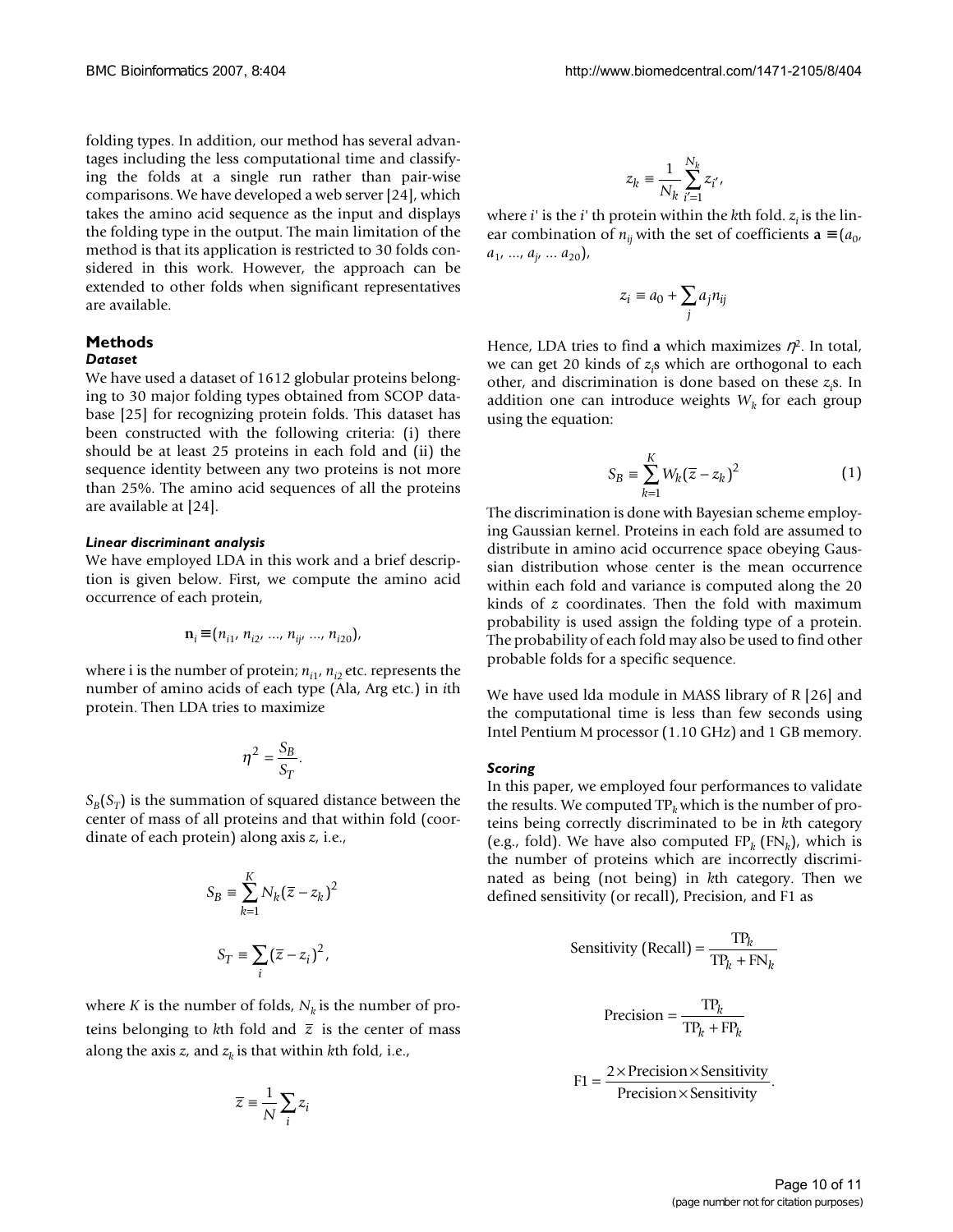folding types. In addition, our method has several advantages including the less computational time and classifying the folds at a single run rather than pair-wise comparisons. We have developed a web server [24], which takes the amino acid sequence as the input and displays the folding type in the output. The main limitation of the method is that its application is restricted to 30 folds considered in this work. However, the approach can be extended to other folds when significant representatives are available.

## Methods

### Dataset

We have used a dataset of 1612 globular proteins belonging to 30 major folding types obtained from SCOP database [25] for recognizing protein folds. This dataset has been constructed with the following criteria: (i) there should be at least 25 proteins in each fold and (ii) the sequence identity between any two proteins is not more than 25%. The amino acid sequences of all the proteins are available at [24].

### Linear discriminant analysis

We have employed LDA in this work and a brief description is given below. First, we compute the amino acid occurrence of each protein,

$$\mathbf{n}_i \equiv (n_{i1}, n_{i2}, ..., n_{ij}, ..., n_{i20}),$$

where i is the number of protein; $n_{i1}$, $n_{i2}$ etc. represents the number of amino acids of each type (Ala, Arg etc.) in $i$th protein. Then LDA tries to maximize

$$\eta^2 = \frac{S_B}{S_T}.$$

$S_B(S_T)$ is the summation of squared distance between the center of mass of all proteins and that within fold (coordinate of each protein) along axis $z$, i.e.,

$$S_B \equiv \sum_{k=1}^{K} N_k (\bar{z} - z_k)^2$$

$$S_T \equiv \sum_i (\bar{z} - z_i)^2,$$

where $K$ is the number of folds, $N_k$ is the number of proteins belonging to $k$th fold and $\bar{z}$ is the center of mass along the axis $z$, and $z_k$ is that within $k$th fold, i.e.,

$$\bar{z} \equiv \frac{1}{N} \sum_i z_i$$

$$z_k \equiv \frac{1}{N_k} \sum_{i'=1}^{N_k} z_{i'},$$

where $i'$ is the $i'$ th protein within the $k$th fold. $z_i$ is the linear combination of $n_{ij}$ with the set of coefficients $\mathbf{a} \equiv (a_0, a_1, ..., a_j, ... a_{20})$,

$$z_i \equiv a_0 + \sum_j a_j n_{ij}$$

Hence, LDA tries to find **a** which maximizes $\eta^2$. In total, we can get 20 kinds of $z_i$s which are orthogonal to each other, and discrimination is done based on these $z_i$s. In addition one can introduce weights $W_k$ for each group using the equation:

$$S_B \equiv \sum_{k=1}^{K} W_k (\bar{z} - z_k)^2 \qquad (1)$$

The discrimination is done with Bayesian scheme employing Gaussian kernel. Proteins in each fold are assumed to distribute in amino acid occurrence space obeying Gaussian distribution whose center is the mean occurrence within each fold and variance is computed along the 20 kinds of $z$ coordinates. Then the fold with maximum probability is used assign the folding type of a protein. The probability of each fold may also be used to find other probable folds for a specific sequence.

We have used lda module in MASS library of R [26] and the computational time is less than few seconds using Intel Pentium M processor (1.10 GHz) and 1 GB memory.

### Scoring

In this paper, we employed four performances to validate the results. We computed $\text{TP}_k$ which is the number of proteins being correctly discriminated to be in $k$th category (e.g., fold). We have also computed $\text{FP}_k$ ($\text{FN}_k$), which is the number of proteins which are incorrectly discriminated as being (not being) in $k$th category. Then we defined sensitivity (or recall), Precision, and F1 as

$$\text{Sensitivity (Recall)} = \frac{\text{TP}_k}{\text{TP}_k + \text{FN}_k}$$

$$\text{Precision} = \frac{\text{TP}_k}{\text{TP}_k + \text{FP}_k}$$

$$\text{F1} = \frac{2 \times \text{Precision} \times \text{Sensitivity}}{\text{Precision} \times \text{Sensitivity}}.$$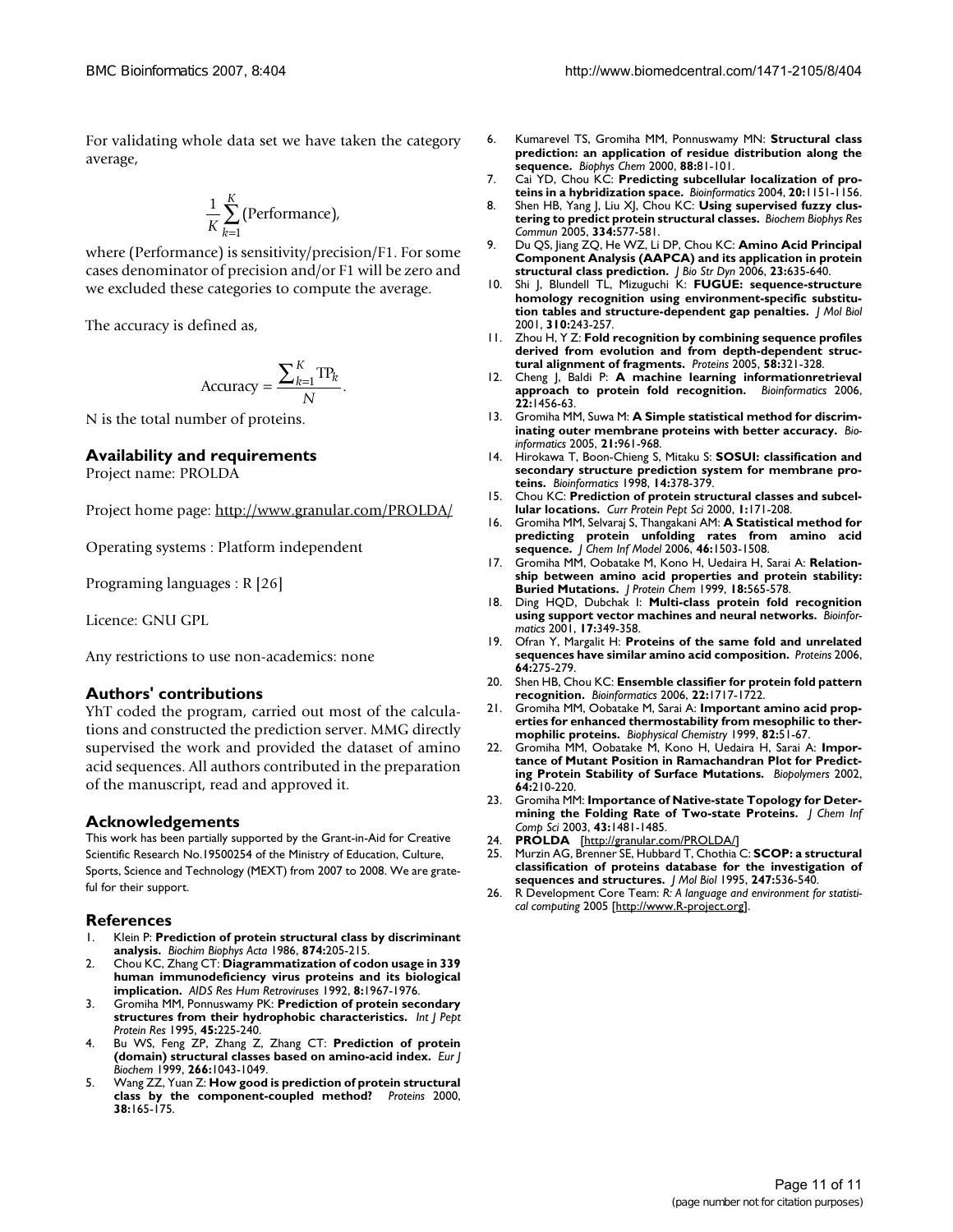For validating whole data set we have taken the category average,

$$\frac{1}{K}\sum_{k=1}^{K}(\text{Performance}),$$

where (Performance) is sensitivity/precision/F1. For some cases denominator of precision and/or F1 will be zero and we excluded these categories to compute the average.

The accuracy is defined as,

$$\text{Accuracy} = \frac{\sum_{k=1}^{K}\text{TP}_k}{N}.$$

N is the total number of proteins.

## Availability and requirements

Project name: PROLDA

Project home page: http://www.granular.com/PROLDA/

Operating systems : Platform independent

Programing languages : R [26]

Licence: GNU GPL

Any restrictions to use non-academics: none

## Authors' contributions

YhT coded the program, carried out most of the calculations and constructed the prediction server. MMG directly supervised the work and provided the dataset of amino acid sequences. All authors contributed in the preparation of the manuscript, read and approved it.

## Acknowledgements

This work has been partially supported by the Grant-in-Aid for Creative Scientific Research No.19500254 of the Ministry of Education, Culture, Sports, Science and Technology (MEXT) from 2007 to 2008. We are grateful for their support.

## References

1. Klein P: **Prediction of protein structural class by discriminant analysis.** *Biochim Biophys Acta* 1986, **874:**205-215.
2. Chou KC, Zhang CT: **Diagrammatization of codon usage in 339 human immunodeficiency virus proteins and its biological implication.** *AIDS Res Hum Retroviruses* 1992, **8:**1967-1976.
3. Gromiha MM, Ponnuswamy PK: **Prediction of protein secondary structures from their hydrophobic characteristics.** *Int J Pept Protein Res* 1995, **45:**225-240.
4. Bu WS, Feng ZP, Zhang Z, Zhang CT: **Prediction of protein (domain) structural classes based on amino-acid index.** *Eur J Biochem* 1999, **266:**1043-1049.
5. Wang ZZ, Yuan Z: **How good is prediction of protein structural class by the component-coupled method?** *Proteins* 2000, **38:**165-175.
6. Kumarevel TS, Gromiha MM, Ponnuswamy MN: **Structural class prediction: an application of residue distribution along the sequence.** *Biophys Chem* 2000, **88:**81-101.
7. Cai YD, Chou KC: **Predicting subcellular localization of proteins in a hybridization space.** *Bioinformatics* 2004, **20:**1151-1156.
8. Shen HB, Yang J, Liu XJ, Chou KC: **Using supervised fuzzy clustering to predict protein structural classes.** *Biochem Biophys Res Commun* 2005, **334:**577-581.
9. Du QS, Jiang ZQ, He WZ, Li DP, Chou KC: **Amino Acid Principal Component Analysis (AAPCA) and its application in protein structural class prediction.** *J Bio Str Dyn* 2006, **23:**635-640.
10. Shi J, Blundell TL, Mizuguchi K: **FUGUE: sequence-structure homology recognition using environment-specific substitution tables and structure-dependent gap penalties.** *J Mol Biol* 2001, **310:**243-257.
11. Zhou H, Y Z: **Fold recognition by combining sequence profiles derived from evolution and from depth-dependent structural alignment of fragments.** *Proteins* 2005, **58:**321-328.
12. Cheng J, Baldi P: **A machine learning informationretrieval approach to protein fold recognition.** *Bioinformatics* 2006, **22:**1456-63.
13. Gromiha MM, Suwa M: **A Simple statistical method for discriminating outer membrane proteins with better accuracy.** *Bioinformatics* 2005, **21:**961-968.
14. Hirokawa T, Boon-Chieng S, Mitaku S: **SOSUI: classification and secondary structure prediction system for membrane proteins.** *Bioinformatics* 1998, **14:**378-379.
15. Chou KC: **Prediction of protein structural classes and subcellular locations.** *Curr Protein Pept Sci* 2000, **1:**171-208.
16. Gromiha MM, Selvaraj S, Thangakani AM: **A Statistical method for predicting protein unfolding rates from amino acid sequence.** *J Chem Inf Model* 2006, **46:**1503-1508.
17. Gromiha MM, Oobatake M, Kono H, Uedaira H, Sarai A: **Relationship between amino acid properties and protein stability: Buried Mutations.** *J Protein Chem* 1999, **18:**565-578.
18. Ding HQD, Dubchak I: **Multi-class protein fold recognition using support vector machines and neural networks.** *Bioinformatics* 2001, **17:**349-358.
19. Ofran Y, Margalit H: **Proteins of the same fold and unrelated sequences have similar amino acid composition.** *Proteins* 2006, **64:**275-279.
20. Shen HB, Chou KC: **Ensemble classifier for protein fold pattern recognition.** *Bioinformatics* 2006, **22:**1717-1722.
21. Gromiha MM, Oobatake M, Sarai A: **Important amino acid properties for enhanced thermostability from mesophilic to thermophilic proteins.** *Biophysical Chemistry* 1999, **82:**51-67.
22. Gromiha MM, Oobatake M, Kono H, Uedaira H, Sarai A: **Importance of Mutant Position in Ramachandran Plot for Predicting Protein Stability of Surface Mutations.** *Biopolymers* 2002, **64:**210-220.
23. Gromiha MM: **Importance of Native-state Topology for Determining the Folding Rate of Two-state Proteins.** *J Chem Inf Comp Sci* 2003, **43:**1481-1485.
24. **PROLDA** [http://granular.com/PROLDA/]
25. Murzin AG, Brenner SE, Hubbard T, Chothia C: **SCOP: a structural classification of proteins database for the investigation of sequences and structures.** *J Mol Biol* 1995, **247:**536-540.
26. R Development Core Team: *R: A language and environment for statistical computing* 2005 [http://www.R-project.org].